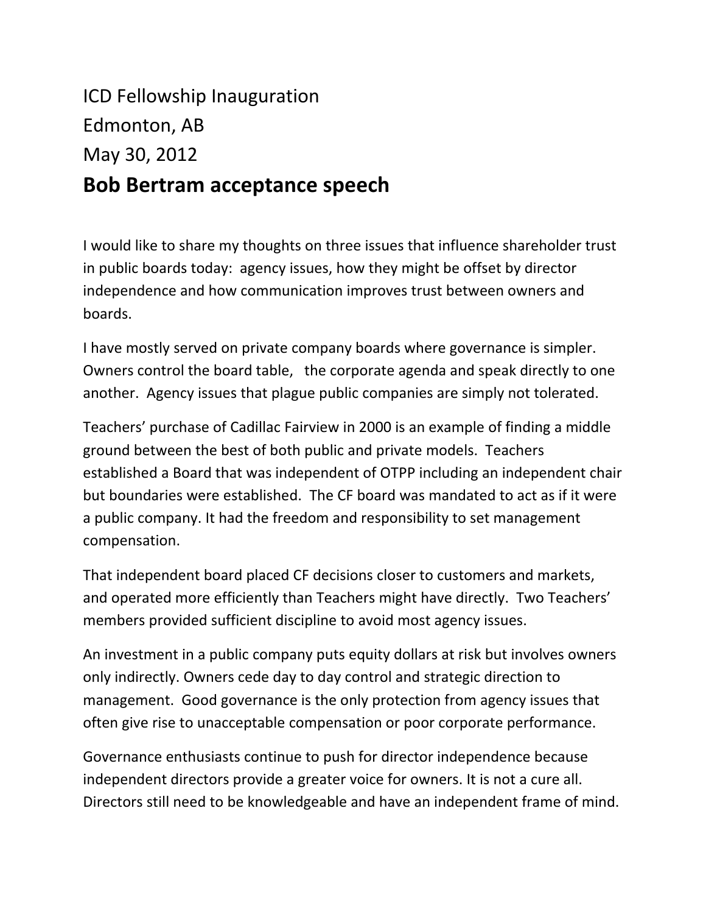ICD Fellowship Inauguration

Edmonton, AB

May 30, 2012

# Bob Bertram acceptance speech

I would like to share my thoughts on three issues that influence shareholder trust in public boards today: agency issues, how they might be offset by director independence and how communication improves trust between owners and boards.

I have mostly served on private company boards where governance is simpler. Owners control the board table, the corporate agenda and speak directly to one another. Agency issues that plague public companies are simply not tolerated.

Teachers' purchase of Cadillac Fairview in 2000 is an example of finding a middle ground between the best of both public and private models. Teachers established a Board that was independent of OTPP including an independent chair but boundaries were established. The CF board was mandated to act as if it were a public company. It had the freedom and responsibility to set management compensation.

That independent board placed CF decisions closer to customers and markets, and operated more efficiently than Teachers might have directly. Two Teachers' members provided sufficient discipline to avoid most agency issues.

An investment in a public company puts equity dollars at risk but involves owners only indirectly. Owners cede day to day control and strategic direction to management. Good governance is the only protection from agency issues that often give rise to unacceptable compensation or poor corporate performance.

Governance enthusiasts continue to push for director independence because independent directors provide a greater voice for owners. It is not a cure all. Directors still need to be knowledgeable and have an independent frame of mind.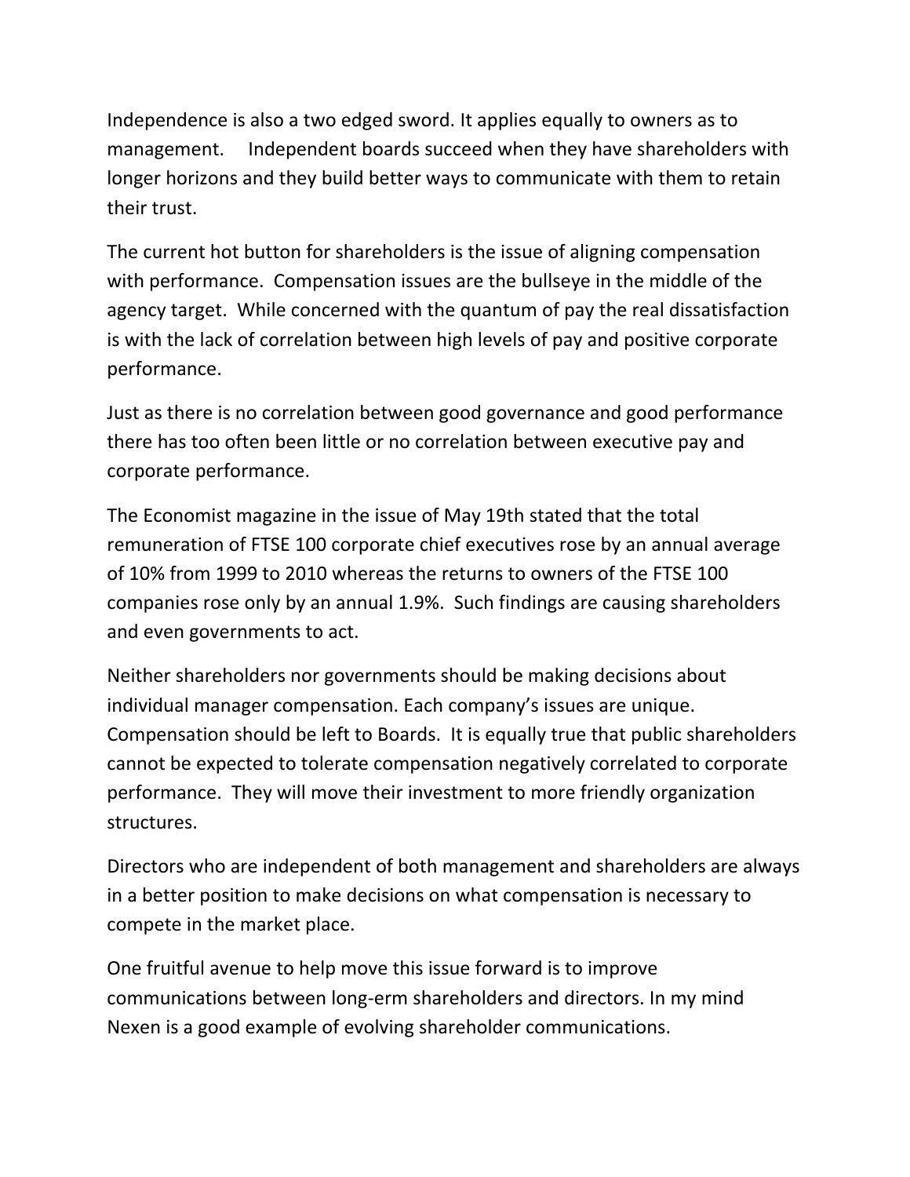Independence is also a two edged sword. It applies equally to owners as to management. Independent boards succeed when they have shareholders with longer horizons and they build better ways to communicate with them to retain their trust.

The current hot button for shareholders is the issue of aligning compensation with performance. Compensation issues are the bullseye in the middle of the agency target. While concerned with the quantum of pay the real dissatisfaction is with the lack of correlation between high levels of pay and positive corporate performance.

Just as there is no correlation between good governance and good performance there has too often been little or no correlation between executive pay and corporate performance.

The Economist magazine in the issue of May 19th stated that the total remuneration of FTSE 100 corporate chief executives rose by an annual average of 10% from 1999 to 2010 whereas the returns to owners of the FTSE 100 companies rose only by an annual 1.9%. Such findings are causing shareholders and even governments to act.

Neither shareholders nor governments should be making decisions about individual manager compensation. Each company's issues are unique. Compensation should be left to Boards. It is equally true that public shareholders cannot be expected to tolerate compensation negatively correlated to corporate performance. They will move their investment to more friendly organization structures.

Directors who are independent of both management and shareholders are always in a better position to make decisions on what compensation is necessary to compete in the market place.

One fruitful avenue to help move this issue forward is to improve communications between long-erm shareholders and directors. In my mind Nexen is a good example of evolving shareholder communications.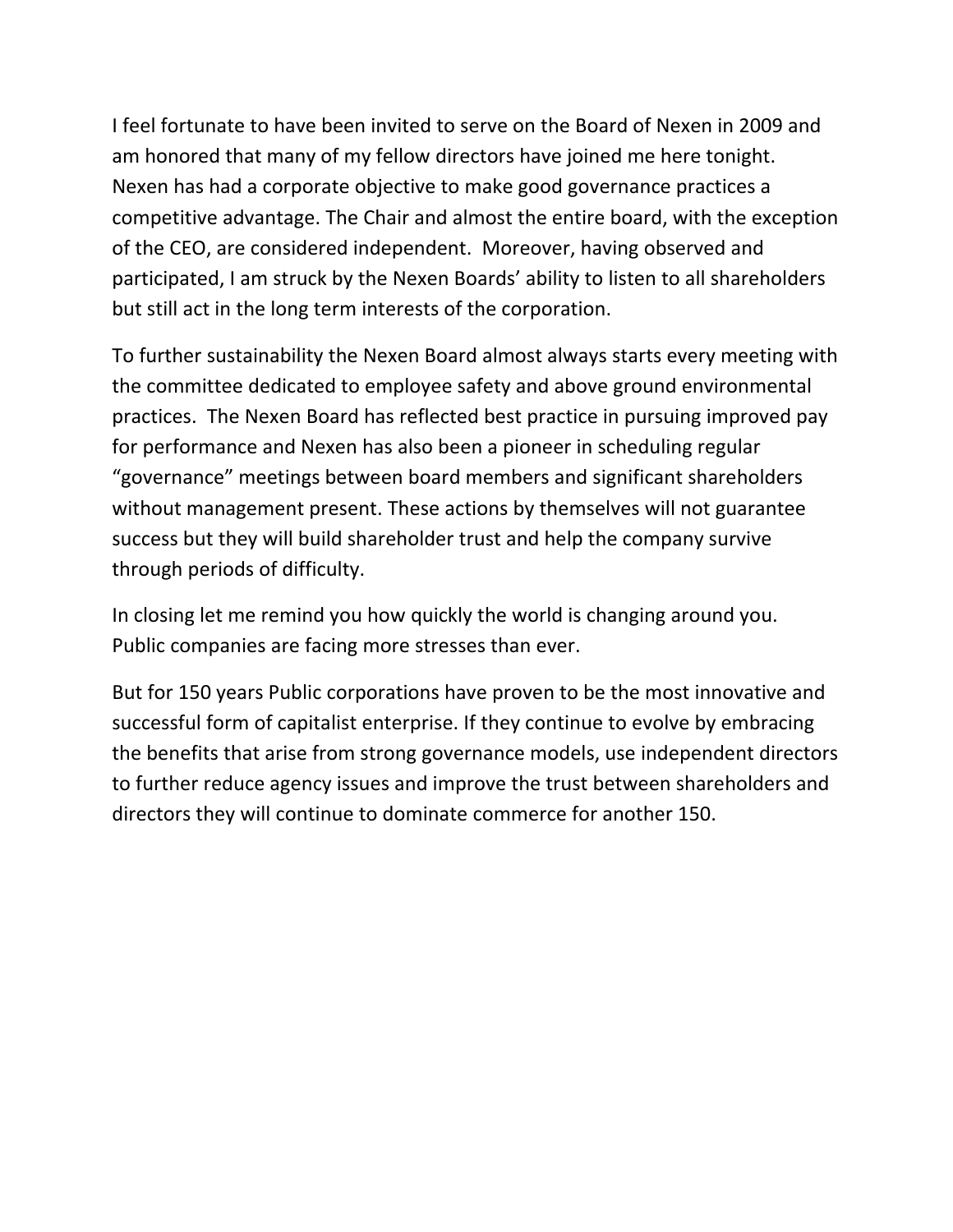I feel fortunate to have been invited to serve on the Board of Nexen in 2009 and am honored that many of my fellow directors have joined me here tonight. Nexen has had a corporate objective to make good governance practices a competitive advantage. The Chair and almost the entire board, with the exception of the CEO, are considered independent. Moreover, having observed and participated, I am struck by the Nexen Boards' ability to listen to all shareholders but still act in the long term interests of the corporation.

To further sustainability the Nexen Board almost always starts every meeting with the committee dedicated to employee safety and above ground environmental practices. The Nexen Board has reflected best practice in pursuing improved pay for performance and Nexen has also been a pioneer in scheduling regular "governance" meetings between board members and significant shareholders without management present. These actions by themselves will not guarantee success but they will build shareholder trust and help the company survive through periods of difficulty.

In closing let me remind you how quickly the world is changing around you. Public companies are facing more stresses than ever.

But for 150 years Public corporations have proven to be the most innovative and successful form of capitalist enterprise. If they continue to evolve by embracing the benefits that arise from strong governance models, use independent directors to further reduce agency issues and improve the trust between shareholders and directors they will continue to dominate commerce for another 150.